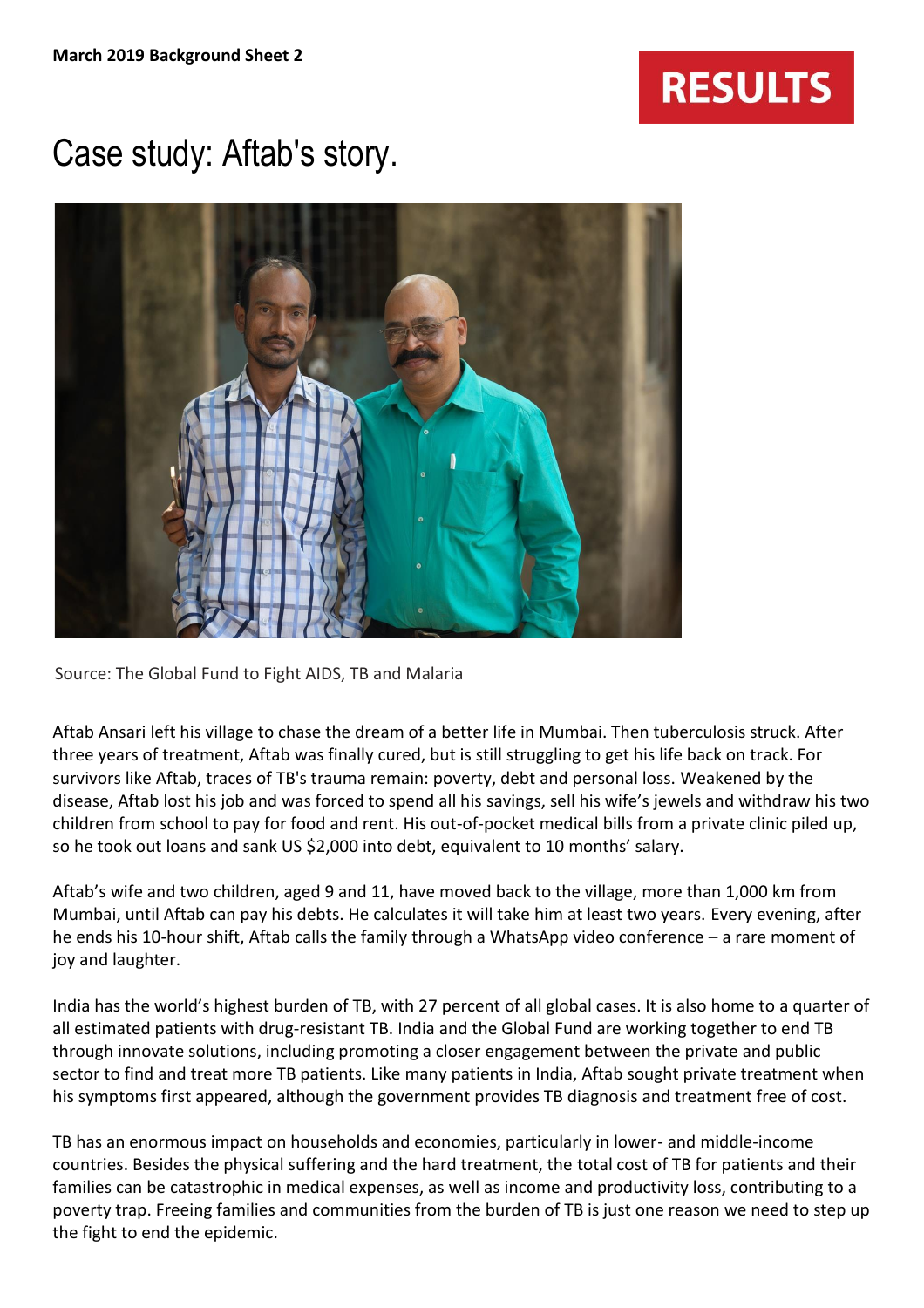**March 2019 Background Sheet 2**

RESULTS

# Case study: Aftab's story.

Source: The Global Fund to Fight AIDS, TB and Malaria

Aftab Ansari left his village to chase the dream of a better life in Mumbai. Then tuberculosis struck. After three years of treatment, Aftab was finally cured, but is still struggling to get his life back on track. For survivors like Aftab, traces of TB's trauma remain: poverty, debt and personal loss. Weakened by the disease, Aftab lost his job and was forced to spend all his savings, sell his wife's jewels and withdraw his two children from school to pay for food and rent. His out-of-pocket medical bills from a private clinic piled up, so he took out loans and sank US $2,000 into debt, equivalent to 10 months' salary.

Aftab's wife and two children, aged 9 and 11, have moved back to the village, more than 1,000 km from Mumbai, until Aftab can pay his debts. He calculates it will take him at least two years. Every evening, after he ends his 10-hour shift, Aftab calls the family through a WhatsApp video conference – a rare moment of joy and laughter.

India has the world's highest burden of TB, with 27 percent of all global cases. It is also home to a quarter of all estimated patients with drug-resistant TB. India and the Global Fund are working together to end TB through innovate solutions, including promoting a closer engagement between the private and public sector to find and treat more TB patients. Like many patients in India, Aftab sought private treatment when his symptoms first appeared, although the government provides TB diagnosis and treatment free of cost.

TB has an enormous impact on households and economies, particularly in lower- and middle-income countries. Besides the physical suffering and the hard treatment, the total cost of TB for patients and their families can be catastrophic in medical expenses, as well as income and productivity loss, contributing to a poverty trap. Freeing families and communities from the burden of TB is just one reason we need to step up the fight to end the epidemic.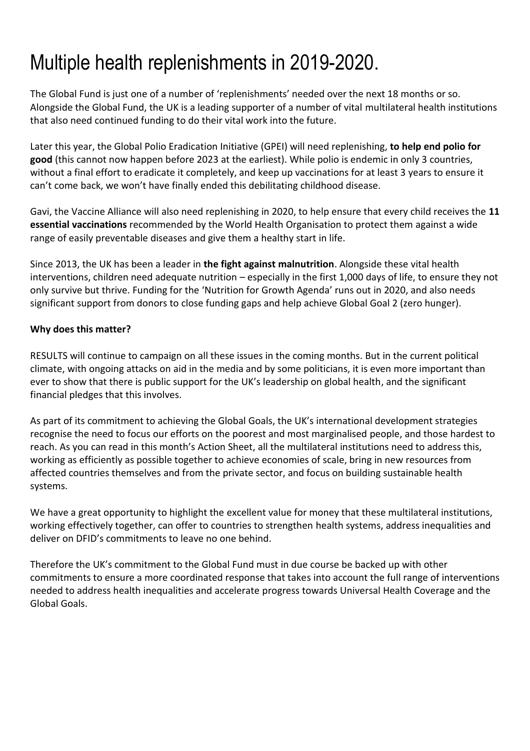# Multiple health replenishments in 2019-2020.

The Global Fund is just one of a number of 'replenishments' needed over the next 18 months or so. Alongside the Global Fund, the UK is a leading supporter of a number of vital multilateral health institutions that also need continued funding to do their vital work into the future.

Later this year, the Global Polio Eradication Initiative (GPEI) will need replenishing, **to help end polio for good** (this cannot now happen before 2023 at the earliest). While polio is endemic in only 3 countries, without a final effort to eradicate it completely, and keep up vaccinations for at least 3 years to ensure it can't come back, we won't have finally ended this debilitating childhood disease.

Gavi, the Vaccine Alliance will also need replenishing in 2020, to help ensure that every child receives the **11 essential vaccinations** recommended by the World Health Organisation to protect them against a wide range of easily preventable diseases and give them a healthy start in life.

Since 2013, the UK has been a leader in **the fight against malnutrition**. Alongside these vital health interventions, children need adequate nutrition – especially in the first 1,000 days of life, to ensure they not only survive but thrive. Funding for the 'Nutrition for Growth Agenda' runs out in 2020, and also needs significant support from donors to close funding gaps and help achieve Global Goal 2 (zero hunger).

**Why does this matter?**

RESULTS will continue to campaign on all these issues in the coming months. But in the current political climate, with ongoing attacks on aid in the media and by some politicians, it is even more important than ever to show that there is public support for the UK's leadership on global health, and the significant financial pledges that this involves.

As part of its commitment to achieving the Global Goals, the UK's international development strategies recognise the need to focus our efforts on the poorest and most marginalised people, and those hardest to reach. As you can read in this month's Action Sheet, all the multilateral institutions need to address this, working as efficiently as possible together to achieve economies of scale, bring in new resources from affected countries themselves and from the private sector, and focus on building sustainable health systems.

We have a great opportunity to highlight the excellent value for money that these multilateral institutions, working effectively together, can offer to countries to strengthen health systems, address inequalities and deliver on DFID's commitments to leave no one behind.

Therefore the UK's commitment to the Global Fund must in due course be backed up with other commitments to ensure a more coordinated response that takes into account the full range of interventions needed to address health inequalities and accelerate progress towards Universal Health Coverage and the Global Goals.